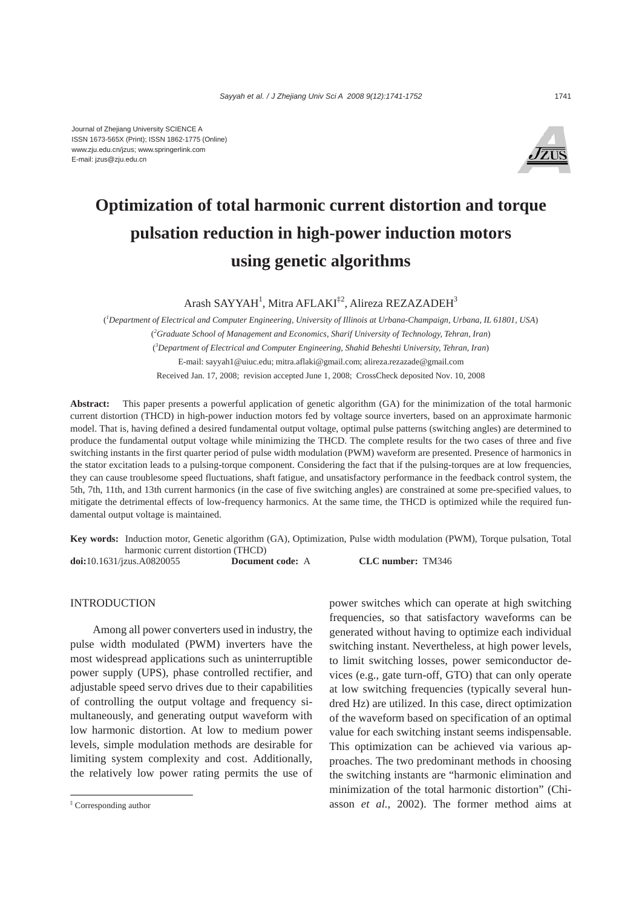Journal of Zhejiang University SCIENCE A
ISSN 1673-565X (Print); ISSN 1862-1775 (Online)
www.zju.edu.cn/jzus; www.springerlink.com
E-mail: jzus@zju.edu.cn

# Optimization of total harmonic current distortion and torque pulsation reduction in high-power induction motors using genetic algorithms

Arash SAYYAH[1], Mitra AFLAKI[‡2], Alireza REZAZADEH[3]

([1]*Department of Electrical and Computer Engineering, University of Illinois at Urbana-Champaign, Urbana, IL 61801, USA*)

([2]*Graduate School of Management and Economics, Sharif University of Technology, Tehran, Iran*)

([3]*Department of Electrical and Computer Engineering, Shahid Beheshti University, Tehran, Iran*)

E-mail: sayyah1@uiuc.edu; mitra.aflaki@gmail.com; alireza.rezazade@gmail.com

Received Jan. 17, 2008; revision accepted June 1, 2008; CrossCheck deposited Nov. 10, 2008

**Abstract:** This paper presents a powerful application of genetic algorithm (GA) for the minimization of the total harmonic current distortion (THCD) in high-power induction motors fed by voltage source inverters, based on an approximate harmonic model. That is, having defined a desired fundamental output voltage, optimal pulse patterns (switching angles) are determined to produce the fundamental output voltage while minimizing the THCD. The complete results for the two cases of three and five switching instants in the first quarter period of pulse width modulation (PWM) waveform are presented. Presence of harmonics in the stator excitation leads to a pulsing-torque component. Considering the fact that if the pulsing-torques are at low frequencies, they can cause troublesome speed fluctuations, shaft fatigue, and unsatisfactory performance in the feedback control system, the 5th, 7th, 11th, and 13th current harmonics (in the case of five switching angles) are constrained at some pre-specified values, to mitigate the detrimental effects of low-frequency harmonics. At the same time, the THCD is optimized while the required fundamental output voltage is maintained.

**Key words:** Induction motor, Genetic algorithm (GA), Optimization, Pulse width modulation (PWM), Torque pulsation, Total harmonic current distortion (THCD)

**doi:**10.1631/jzus.A0820055 **Document code:** A **CLC number:** TM346

## INTRODUCTION

Among all power converters used in industry, the pulse width modulated (PWM) inverters have the most widespread applications such as uninterruptible power supply (UPS), phase controlled rectifier, and adjustable speed servo drives due to their capabilities of controlling the output voltage and frequency simultaneously, and generating output waveform with low harmonic distortion. At low to medium power levels, simple modulation methods are desirable for limiting system complexity and cost. Additionally, the relatively low power rating permits the use of power switches which can operate at high switching frequencies, so that satisfactory waveforms can be generated without having to optimize each individual switching instant. Nevertheless, at high power levels, to limit switching losses, power semiconductor devices (e.g., gate turn-off, GTO) that can only operate at low switching frequencies (typically several hundred Hz) are utilized. In this case, direct optimization of the waveform based on specification of an optimal value for each switching instant seems indispensable. This optimization can be achieved via various approaches. The two predominant methods in choosing the switching instants are "harmonic elimination and minimization of the total harmonic distortion" (Chiasson *et al.*, 2002). The former method aims at

‡ Corresponding author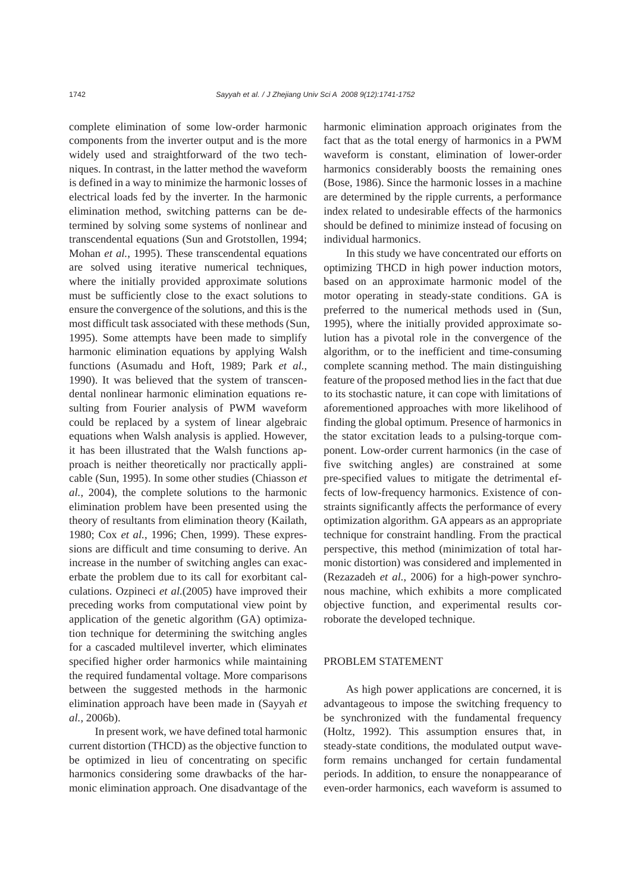complete elimination of some low-order harmonic components from the inverter output and is the more widely used and straightforward of the two techniques. In contrast, in the latter method the waveform is defined in a way to minimize the harmonic losses of electrical loads fed by the inverter. In the harmonic elimination method, switching patterns can be determined by solving some systems of nonlinear and transcendental equations (Sun and Grotstollen, 1994; Mohan *et al.*, 1995). These transcendental equations are solved using iterative numerical techniques, where the initially provided approximate solutions must be sufficiently close to the exact solutions to ensure the convergence of the solutions, and this is the most difficult task associated with these methods (Sun, 1995). Some attempts have been made to simplify harmonic elimination equations by applying Walsh functions (Asumadu and Hoft, 1989; Park *et al.*, 1990). It was believed that the system of transcendental nonlinear harmonic elimination equations resulting from Fourier analysis of PWM waveform could be replaced by a system of linear algebraic equations when Walsh analysis is applied. However, it has been illustrated that the Walsh functions approach is neither theoretically nor practically applicable (Sun, 1995). In some other studies (Chiasson *et al.*, 2004), the complete solutions to the harmonic elimination problem have been presented using the theory of resultants from elimination theory (Kailath, 1980; Cox *et al.*, 1996; Chen, 1999). These expressions are difficult and time consuming to derive. An increase in the number of switching angles can exacerbate the problem due to its call for exorbitant calculations. Ozpineci *et al.*(2005) have improved their preceding works from computational view point by application of the genetic algorithm (GA) optimization technique for determining the switching angles for a cascaded multilevel inverter, which eliminates specified higher order harmonics while maintaining the required fundamental voltage. More comparisons between the suggested methods in the harmonic elimination approach have been made in (Sayyah *et al.*, 2006b).

In present work, we have defined total harmonic current distortion (THCD) as the objective function to be optimized in lieu of concentrating on specific harmonics considering some drawbacks of the harmonic elimination approach. One disadvantage of the harmonic elimination approach originates from the fact that as the total energy of harmonics in a PWM waveform is constant, elimination of lower-order harmonics considerably boosts the remaining ones (Bose, 1986). Since the harmonic losses in a machine are determined by the ripple currents, a performance index related to undesirable effects of the harmonics should be defined to minimize instead of focusing on individual harmonics.

In this study we have concentrated our efforts on optimizing THCD in high power induction motors, based on an approximate harmonic model of the motor operating in steady-state conditions. GA is preferred to the numerical methods used in (Sun, 1995), where the initially provided approximate solution has a pivotal role in the convergence of the algorithm, or to the inefficient and time-consuming complete scanning method. The main distinguishing feature of the proposed method lies in the fact that due to its stochastic nature, it can cope with limitations of aforementioned approaches with more likelihood of finding the global optimum. Presence of harmonics in the stator excitation leads to a pulsing-torque component. Low-order current harmonics (in the case of five switching angles) are constrained at some pre-specified values to mitigate the detrimental effects of low-frequency harmonics. Existence of constraints significantly affects the performance of every optimization algorithm. GA appears as an appropriate technique for constraint handling. From the practical perspective, this method (minimization of total harmonic distortion) was considered and implemented in (Rezazadeh *et al.*, 2006) for a high-power synchronous machine, which exhibits a more complicated objective function, and experimental results corroborate the developed technique.

## PROBLEM STATEMENT

As high power applications are concerned, it is advantageous to impose the switching frequency to be synchronized with the fundamental frequency (Holtz, 1992). This assumption ensures that, in steady-state conditions, the modulated output waveform remains unchanged for certain fundamental periods. In addition, to ensure the nonappearance of even-order harmonics, each waveform is assumed to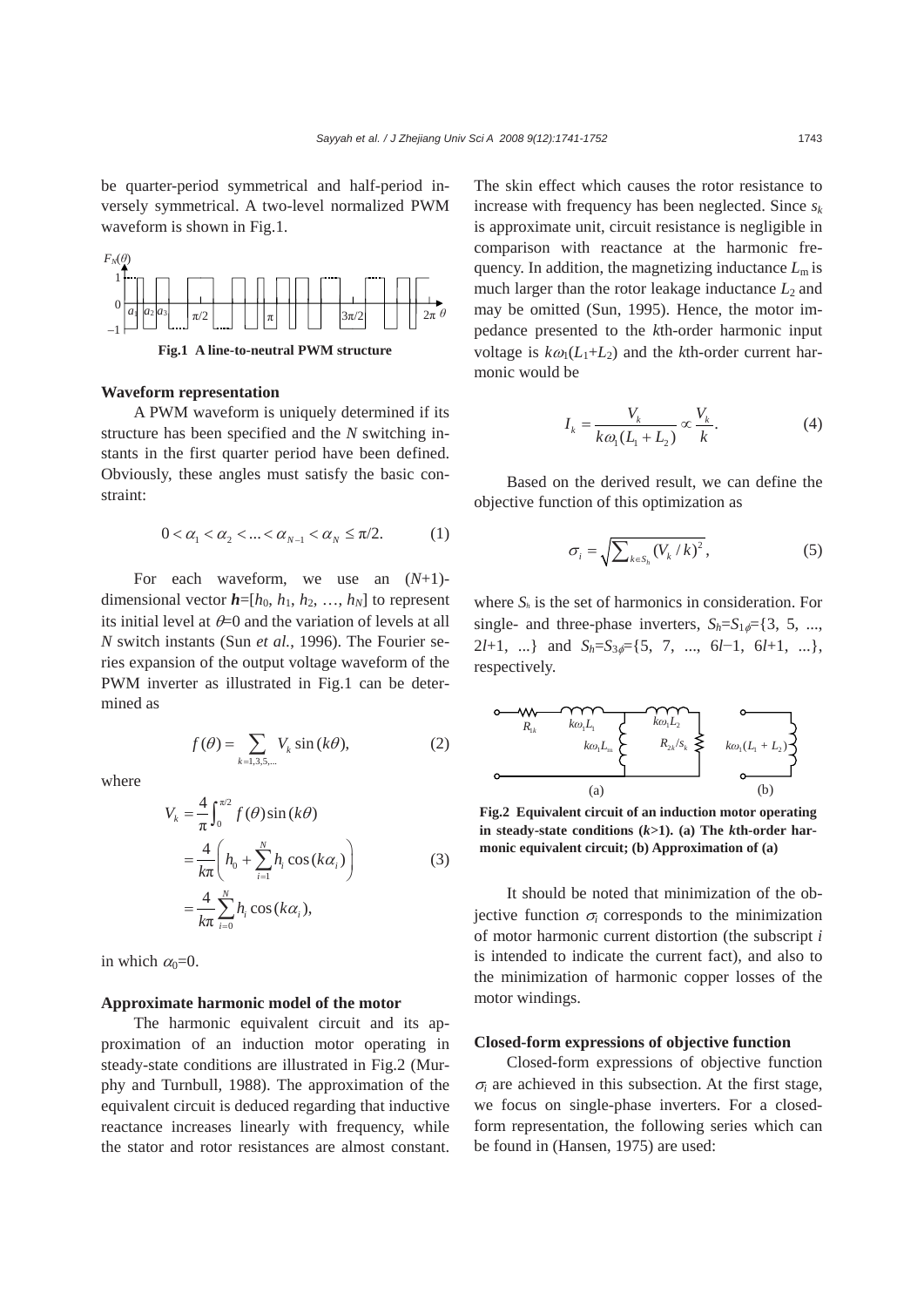be quarter-period symmetrical and half-period inversely symmetrical. A two-level normalized PWM waveform is shown in Fig.1.

**Fig.1 A line-to-neutral PWM structure**

### Waveform representation

A PWM waveform is uniquely determined if its structure has been specified and the $N$ switching instants in the first quarter period have been defined. Obviously, these angles must satisfy the basic constraint:

$$0 < \alpha_1 < \alpha_2 < \ldots < \alpha_{N-1} < \alpha_N \leq \pi/2. \tag{1}$$

For each waveform, we use an $(N+1)$-dimensional vector $\boldsymbol{h}=[h_0, h_1, h_2, \ldots, h_N]$ to represent its initial level at $\theta=0$ and the variation of levels at all $N$ switch instants (Sun *et al.*, 1996). The Fourier series expansion of the output voltage waveform of the PWM inverter as illustrated in Fig.1 can be determined as

$$f(\theta) = \sum_{k=1,3,5,\ldots} V_k \sin(k\theta), \tag{2}$$

where

$$\begin{aligned} V_k &= \frac{4}{\pi}\int_0^{\pi/2} f(\theta)\sin(k\theta) \\ &= \frac{4}{k\pi}\left(h_0 + \sum_{i=1}^{N} h_i \cos(k\alpha_i)\right) \\ &= \frac{4}{k\pi}\sum_{i=0}^{N} h_i \cos(k\alpha_i), \end{aligned} \tag{3}$$

in which $\alpha_0=0$.

### Approximate harmonic model of the motor

The harmonic equivalent circuit and its approximation of an induction motor operating in steady-state conditions are illustrated in Fig.2 (Murphy and Turnbull, 1988). The approximation of the equivalent circuit is deduced regarding that inductive reactance increases linearly with frequency, while the stator and rotor resistances are almost constant. The skin effect which causes the rotor resistance to increase with frequency has been neglected. Since $s_k$ is approximate unit, circuit resistance is negligible in comparison with reactance at the harmonic frequency. In addition, the magnetizing inductance $L_m$ is much larger than the rotor leakage inductance $L_2$ and may be omitted (Sun, 1995). Hence, the motor impedance presented to the $k$th-order harmonic input voltage is $k\omega_1(L_1+L_2)$ and the $k$th-order current harmonic would be

$$I_k = \frac{V_k}{k\omega_1(L_1+L_2)} \propto \frac{V_k}{k}. \tag{4}$$

Based on the derived result, we can define the objective function of this optimization as

$$\sigma_i = \sqrt{\sum_{k\in S_h}(V_k/k)^2}, \tag{5}$$

where $S_h$ is the set of harmonics in consideration. For single- and three-phase inverters, $S_h=S_{1\phi}=\{3, 5, \ldots, 2l+1, \ldots\}$ and $S_h=S_{3\phi}=\{5, 7, \ldots, 6l-1, 6l+1, \ldots\}$, respectively.

**Fig.2 Equivalent circuit of an induction motor operating in steady-state conditions ($k$>1). (a) The $k$th-order harmonic equivalent circuit; (b) Approximation of (a)**

It should be noted that minimization of the objective function $\sigma_i$ corresponds to the minimization of motor harmonic current distortion (the subscript $i$ is intended to indicate the current fact), and also to the minimization of harmonic copper losses of the motor windings.

### Closed-form expressions of objective function

Closed-form expressions of objective function $\sigma_i$ are achieved in this subsection. At the first stage, we focus on single-phase inverters. For a closed-form representation, the following series which can be found in (Hansen, 1975) are used: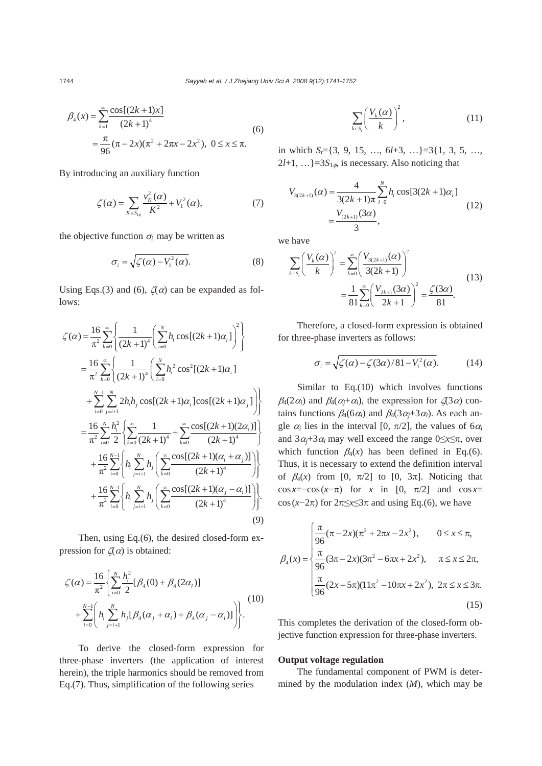$$\beta_4(x) = \sum_{k=1}^{\infty} \frac{\cos[(2k+1)x]}{(2k+1)^4} = \frac{\pi}{96}(\pi - 2x)(\pi^2 + 2\pi x - 2x^2), \ \ 0 \le x \le \pi. \tag{6}$$

By introducing an auxiliary function

$$\zeta(\alpha) = \sum_{K \in S_{1\phi}} \frac{v_K^2(\alpha)}{K^2} + V_1^2(\alpha), \tag{7}$$

the objective function $\sigma_i$ may be written as

$$\sigma_i = \sqrt{\zeta(\alpha) - V_1^2(\alpha)}. \tag{8}$$

Using Eqs.(3) and (6), $\zeta(\alpha)$ can be expanded as follows:

$$\begin{aligned}
\zeta(\alpha) &= \frac{16}{\pi^2} \sum_{k=0}^{\infty} \left\{ \frac{1}{(2k+1)^4} \left( \sum_{i=0}^{N} h_i \cos[(2k+1)\alpha_i] \right)^2 \right\} \\
&= \frac{16}{\pi^2} \sum_{k=0}^{\infty} \left\{ \frac{1}{(2k+1)^4} \left( \sum_{i=0}^{N} h_i^2 \cos^2[(2k+1)\alpha_i] \right. \right. \\
&\quad \left. \left. + \sum_{i=0}^{N-1} \sum_{j=i+1}^{N} 2h_i h_j \cos[(2k+1)\alpha_i] \cos[(2k+1)\alpha_j] \right) \right\} \\
&= \frac{16}{\pi^2} \sum_{i=0}^{N} \frac{h_i^2}{2} \left\{ \sum_{k=0}^{\infty} \frac{1}{(2k+1)^4} + \sum_{k=0}^{\infty} \frac{\cos[(2k+1)(2\alpha_i)]}{(2k+1)^4} \right\} \\
&\quad + \frac{16}{\pi^2} \sum_{i=0}^{N-1} \left\{ h_i \sum_{j=i+1}^{N} h_j \left( \sum_{k=0}^{\infty} \frac{\cos[(2k+1)(\alpha_i + \alpha_j)]}{(2k+1)^4} \right) \right\} \\
&\quad + \frac{16}{\pi^2} \sum_{i=0}^{N-1} \left\{ h_i \sum_{j=i+1}^{N} h_j \left( \sum_{k=0}^{\infty} \frac{\cos[(2k+1)(\alpha_j - \alpha_i)]}{(2k+1)^4} \right) \right\}.
\end{aligned} \tag{9}$$

Then, using Eq.(6), the desired closed-form expression for $\zeta(\alpha)$ is obtained:

$$\zeta(\alpha) = \frac{16}{\pi^2} \left\{ \sum_{i=0}^{N} \frac{h_i^2}{2} [\beta_4(0) + \beta_4(2\alpha_i)] + \sum_{i=0}^{N-1} \left( h_i \sum_{j=i+1}^{N} h_j [\beta_4(\alpha_j + \alpha_i) + \beta_4(\alpha_j - \alpha_i)] \right) \right\}. \tag{10}$$

To derive the closed-form expression for three-phase inverters (the application of interest herein), the triple harmonics should be removed from Eq.(7). Thus, simplification of the following series

$$\sum_{k \in S_t} \left( \frac{V_k(\alpha)}{k} \right)^2, \tag{11}$$

in which $S_t=\{3, 9, 15, \ldots, 6l+3, \ldots\}=3\{1, 3, 5, \ldots, 2l+1, \ldots\}=3S_{1\phi}$, is necessary. Also noticing that

$$V_{3(2k+1)}(\alpha) = \frac{4}{3(2k+1)\pi} \sum_{i=0}^{N} h_i \cos[3(2k+1)\alpha_i] = \frac{V_{(2k+1)}(3\alpha)}{3}, \tag{12}$$

we have

$$\sum_{k \in S_t} \left( \frac{V_k(\alpha)}{k} \right)^2 = \sum_{k=0}^{\infty} \left( \frac{V_{3(2k+1)}(\alpha)}{3(2k+1)} \right)^2 = \frac{1}{81} \sum_{k=0}^{\infty} \left( \frac{V_{2k+1}(3\alpha)}{2k+1} \right)^2 = \frac{\zeta(3\alpha)}{81}. \tag{13}$$

Therefore, a closed-form expression is obtained for three-phase inverters as follows:

$$\sigma_i = \sqrt{\zeta(\alpha) - \zeta(3\alpha)/81 - V_1^2(\alpha)}. \tag{14}$$

Similar to Eq.(10) which involves functions $\beta_4(2\alpha_i)$ and $\beta_4(\alpha_j+\alpha_i)$, the expression for $\zeta(3\alpha)$ contains functions $\beta_4(6\alpha_i)$ and $\beta_4(3\alpha_j+3\alpha_i)$. As each angle $\alpha_i$ lies in the interval $[0, \pi/2]$, the values of $6\alpha_i$ and $3\alpha_j+3\alpha_i$ may well exceed the range $0 \le x \le \pi$, over which function $\beta_4(x)$ has been defined in Eq.(6). Thus, it is necessary to extend the definition interval of $\beta_4(x)$ from $[0, \pi/2]$ to $[0, 3\pi]$. Noticing that $\cos x = -\cos(x-\pi)$ for $x$ in $[0, \pi/2]$ and $\cos x = \cos(x-2\pi)$ for $2\pi \le x \le 3\pi$ and using Eq.(6), we have

$$\beta_4(x) = \begin{cases} \frac{\pi}{96}(\pi - 2x)(\pi^2 + 2\pi x - 2x^2), & 0 \le x \le \pi, \\ \frac{\pi}{96}(3\pi - 2x)(3\pi^2 - 6\pi x + 2x^2), & \pi \le x \le 2\pi, \\ \frac{\pi}{96}(2x - 5\pi)(11\pi^2 - 10\pi x + 2x^2), & 2\pi \le x \le 3\pi. \end{cases} \tag{15}$$

This completes the derivation of the closed-form objective function expression for three-phase inverters.

### Output voltage regulation

The fundamental component of PWM is determined by the modulation index ($M$), which may be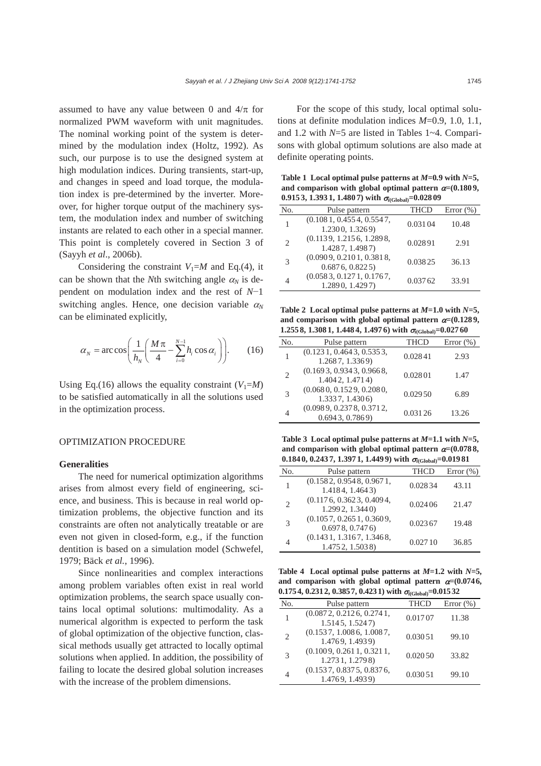assumed to have any value between 0 and $4/\pi$ for normalized PWM waveform with unit magnitudes. The nominal working point of the system is determined by the modulation index (Holtz, 1992). As such, our purpose is to use the designed system at high modulation indices. During transients, start-up, and changes in speed and load torque, the modulation index is pre-determined by the inverter. Moreover, for higher torque output of the machinery system, the modulation index and number of switching instants are related to each other in a special manner. This point is completely covered in Section 3 of (Sayyh *et al*., 2006b).

Considering the constraint $V_1=M$ and Eq.(4), it can be shown that the $N$th switching angle $\alpha_N$ is dependent on modulation index and the rest of $N-1$ switching angles. Hence, one decision variable $\alpha_N$ can be eliminated explicitly,

$$\alpha_N = \arccos\left(\frac{1}{h_N}\left(\frac{M\pi}{4} - \sum_{i=0}^{N-1} h_i \cos\alpha_i\right)\right). \qquad (16)$$

Using Eq.(16) allows the equality constraint ($V_1=M$) to be satisfied automatically in all the solutions used in the optimization process.

## OPTIMIZATION PROCEDURE

### Generalities

The need for numerical optimization algorithms arises from almost every field of engineering, science, and business. This is because in real world optimization problems, the objective function and its constraints are often not analytically treatable or are even not given in closed-form, e.g., if the function dentition is based on a simulation model (Schwefel, 1979; Bäck *et al.*, 1996).

Since nonlinearities and complex interactions among problem variables often exist in real world optimization problems, the search space usually contains local optimal solutions: multimodality. As a numerical algorithm is expected to perform the task of global optimization of the objective function, classical methods usually get attracted to locally optimal solutions when applied. In addition, the possibility of failing to locate the desired global solution increases with the increase of the problem dimensions.

For the scope of this study, local optimal solutions at definite modulation indices $M$=0.9, 1.0, 1.1, and 1.2 with $N$=5 are listed in Tables 1~4. Comparisons with global optimum solutions are also made at definite operating points.

**Table 1 Local optimal pulse patterns at $M$=0.9 with $N$=5, and comparison with global optimal pattern $\alpha$=(0.1809, 0.9153, 1.3931, 1.4807) with $\sigma_{i(\mathrm{Global})}$=0.02809**

| No. | Pulse pattern | THCD | Error (%) |
|---|---|---|---|
| 1 | (0.1081, 0.4554, 0.5547, 1.2300, 1.3269) | 0.03104 | 10.48 |
| 2 | (0.1139, 1.2156, 1.2898, 1.4287, 1.4987) | 0.02891 | 2.91 |
| 3 | (0.0909, 0.2101, 0.3818, 0.6876, 0.8225) | 0.03825 | 36.13 |
| 4 | (0.0583, 0.1271, 0.1767, 1.2890, 1.4297) | 0.03762 | 33.91 |

**Table 2 Local optimal pulse patterns at $M$=1.0 with $N$=5, and comparison with global optimal pattern $\alpha$=(0.1289, 1.2558, 1.3081, 1.4484, 1.4976) with $\sigma_{i(\mathrm{Global})}$=0.02760**

| No. | Pulse pattern | THCD | Error (%) |
|---|---|---|---|
| 1 | (0.1231, 0.4643, 0.5353, 1.2687, 1.3369) | 0.02841 | 2.93 |
| 2 | (0.1693, 0.9343, 0.9668, 1.4042, 1.4714) | 0.02801 | 1.47 |
| 3 | (0.0680, 0.1529, 0.2080, 1.3337, 1.4306) | 0.02950 | 6.89 |
| 4 | (0.0989, 0.2378, 0.3712, 0.6943, 0.7869) | 0.03126 | 13.26 |

**Table 3 Local optimal pulse patterns at $M$=1.1 with $N$=5, and comparison with global optimal pattern $\alpha$=(0.0788, 0.1840, 0.2437, 1.3971, 1.4499) with $\sigma_{i(\mathrm{Global})}$=0.01981**

| No. | Pulse pattern | THCD | Error (%) |
|---|---|---|---|
| 1 | (0.1582, 0.9548, 0.9671, 1.4184, 1.4643) | 0.02834 | 43.11 |
| 2 | (0.1176, 0.3623, 0.4094, 1.2992, 1.3440) | 0.02406 | 21.47 |
| 3 | (0.1057, 0.2651, 0.3609, 0.6978, 0.7476) | 0.02367 | 19.48 |
| 4 | (0.1431, 1.3167, 1.3468, 1.4752, 1.5038) | 0.02710 | 36.85 |

**Table 4 Local optimal pulse patterns at $M$=1.2 with $N$=5, and comparison with global optimal pattern $\alpha$=(0.0746, 0.1754, 0.2312, 0.3857, 0.4231) with $\sigma_{i(\mathrm{Global})}$=0.01532**

| No. | Pulse pattern | THCD | Error (%) |
|---|---|---|---|
| 1 | (0.0872, 0.2126, 0.2741, 1.5145, 1.5247) | 0.01707 | 11.38 |
| 2 | (0.1537, 1.0086, 1.0087, 1.4769, 1.4939) | 0.03051 | 99.10 |
| 3 | (0.1009, 0.2611, 0.3211, 1.2731, 1.2798) | 0.02050 | 33.82 |
| 4 | (0.1537, 0.8375, 0.8376, 1.4769, 1.4939) | 0.03051 | 99.10 |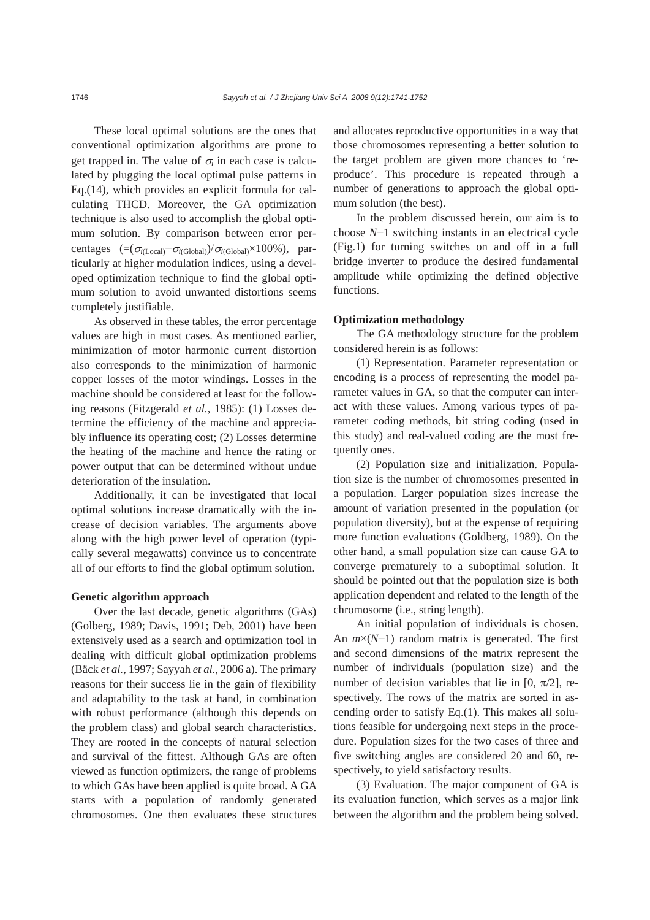These local optimal solutions are the ones that conventional optimization algorithms are prone to get trapped in. The value of $\sigma_i$ in each case is calculated by plugging the local optimal pulse patterns in Eq.(14), which provides an explicit formula for calculating THCD. Moreover, the GA optimization technique is also used to accomplish the global optimum solution. By comparison between error percentages ($=(\sigma_{i(\text{Local})}-\sigma_{i(\text{Global})})/\sigma_{i(\text{Global})}\times100\%$), particularly at higher modulation indices, using a developed optimization technique to find the global optimum solution to avoid unwanted distortions seems completely justifiable.

As observed in these tables, the error percentage values are high in most cases. As mentioned earlier, minimization of motor harmonic current distortion also corresponds to the minimization of harmonic copper losses of the motor windings. Losses in the machine should be considered at least for the following reasons (Fitzgerald *et al.*, 1985): (1) Losses determine the efficiency of the machine and appreciably influence its operating cost; (2) Losses determine the heating of the machine and hence the rating or power output that can be determined without undue deterioration of the insulation.

Additionally, it can be investigated that local optimal solutions increase dramatically with the increase of decision variables. The arguments above along with the high power level of operation (typically several megawatts) convince us to concentrate all of our efforts to find the global optimum solution.

### Genetic algorithm approach

Over the last decade, genetic algorithms (GAs) (Golberg, 1989; Davis, 1991; Deb, 2001) have been extensively used as a search and optimization tool in dealing with difficult global optimization problems (Bäck *et al.*, 1997; Sayyah *et al.*, 2006 a). The primary reasons for their success lie in the gain of flexibility and adaptability to the task at hand, in combination with robust performance (although this depends on the problem class) and global search characteristics. They are rooted in the concepts of natural selection and survival of the fittest. Although GAs are often viewed as function optimizers, the range of problems to which GAs have been applied is quite broad. A GA starts with a population of randomly generated chromosomes. One then evaluates these structures and allocates reproductive opportunities in a way that those chromosomes representing a better solution to the target problem are given more chances to 'reproduce'. This procedure is repeated through a number of generations to approach the global optimum solution (the best).

In the problem discussed herein, our aim is to choose $N-1$ switching instants in an electrical cycle (Fig.1) for turning switches on and off in a full bridge inverter to produce the desired fundamental amplitude while optimizing the defined objective functions.

### Optimization methodology

The GA methodology structure for the problem considered herein is as follows:

(1) Representation. Parameter representation or encoding is a process of representing the model parameter values in GA, so that the computer can interact with these values. Among various types of parameter coding methods, bit string coding (used in this study) and real-valued coding are the most frequently ones.

(2) Population size and initialization. Population size is the number of chromosomes presented in a population. Larger population sizes increase the amount of variation presented in the population (or population diversity), but at the expense of requiring more function evaluations (Goldberg, 1989). On the other hand, a small population size can cause GA to converge prematurely to a suboptimal solution. It should be pointed out that the population size is both application dependent and related to the length of the chromosome (i.e., string length).

An initial population of individuals is chosen. An $m\times(N-1)$ random matrix is generated. The first and second dimensions of the matrix represent the number of individuals (population size) and the number of decision variables that lie in $[0, \pi/2]$, respectively. The rows of the matrix are sorted in ascending order to satisfy Eq.(1). This makes all solutions feasible for undergoing next steps in the procedure. Population sizes for the two cases of three and five switching angles are considered 20 and 60, respectively, to yield satisfactory results.

(3) Evaluation. The major component of GA is its evaluation function, which serves as a major link between the algorithm and the problem being solved.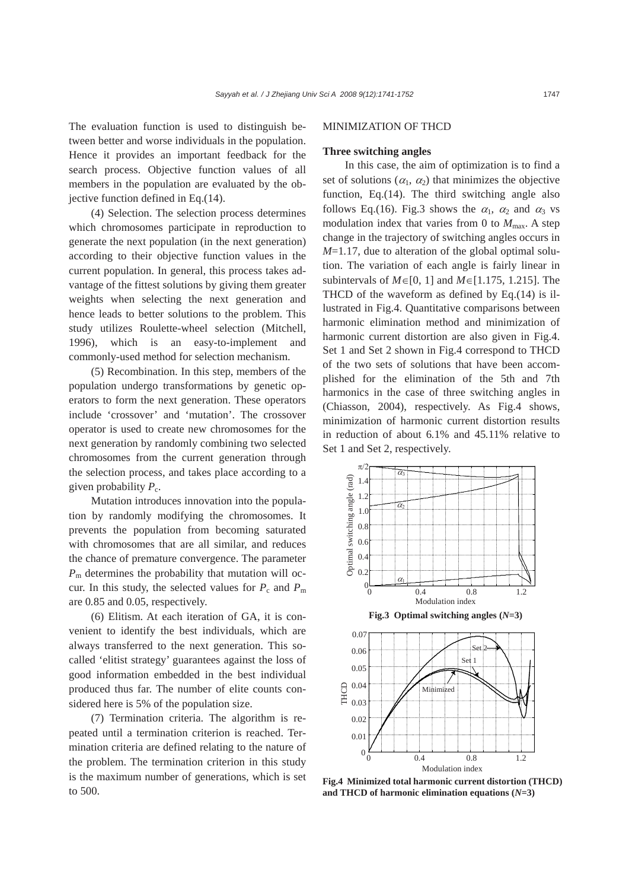The evaluation function is used to distinguish between better and worse individuals in the population. Hence it provides an important feedback for the search process. Objective function values of all members in the population are evaluated by the objective function defined in Eq.(14).

(4) Selection. The selection process determines which chromosomes participate in reproduction to generate the next population (in the next generation) according to their objective function values in the current population. In general, this process takes advantage of the fittest solutions by giving them greater weights when selecting the next generation and hence leads to better solutions to the problem. This study utilizes Roulette-wheel selection (Mitchell, 1996), which is an easy-to-implement and commonly-used method for selection mechanism.

(5) Recombination. In this step, members of the population undergo transformations by genetic operators to form the next generation. These operators include 'crossover' and 'mutation'. The crossover operator is used to create new chromosomes for the next generation by randomly combining two selected chromosomes from the current generation through the selection process, and takes place according to a given probability $P_c$.

Mutation introduces innovation into the population by randomly modifying the chromosomes. It prevents the population from becoming saturated with chromosomes that are all similar, and reduces the chance of premature convergence. The parameter $P_m$ determines the probability that mutation will occur. In this study, the selected values for $P_c$ and $P_m$ are 0.85 and 0.05, respectively.

(6) Elitism. At each iteration of GA, it is convenient to identify the best individuals, which are always transferred to the next generation. This so-called 'elitist strategy' guarantees against the loss of good information embedded in the best individual produced thus far. The number of elite counts considered here is 5% of the population size.

(7) Termination criteria. The algorithm is repeated until a termination criterion is reached. Termination criteria are defined relating to the nature of the problem. The termination criterion in this study is the maximum number of generations, which is set to 500.

## MINIMIZATION OF THCD

### Three switching angles

In this case, the aim of optimization is to find a set of solutions ($\alpha_1$, $\alpha_2$) that minimizes the objective function, Eq.(14). The third switching angle also follows Eq.(16). Fig.3 shows the $\alpha_1$, $\alpha_2$ and $\alpha_3$ vs modulation index that varies from 0 to $M_{\max}$. A step change in the trajectory of switching angles occurs in $M$=1.17, due to alteration of the global optimal solution. The variation of each angle is fairly linear in subintervals of $M\in[0, 1]$ and $M\in[1.175, 1.215]$. The THCD of the waveform as defined by Eq.(14) is illustrated in Fig.4. Quantitative comparisons between harmonic elimination method and minimization of harmonic current distortion are also given in Fig.4. Set 1 and Set 2 shown in Fig.4 correspond to THCD of the two sets of solutions that have been accomplished for the elimination of the 5th and 7th harmonics in the case of three switching angles in (Chiasson, 2004), respectively. As Fig.4 shows, minimization of harmonic current distortion results in reduction of about 6.1% and 45.11% relative to Set 1 and Set 2, respectively.

Optimal switching angle (rad)
π/2
1.4
1.2
1.0
0.8
0.6
0.4
0.2
0
$\alpha_3$
$\alpha_2$
$\alpha_1$
0
0.4
0.8
1.2
Modulation index

**Fig.3 Optimal switching angles ($N$=3)**

THCD
0.07
0.06
0.05
0.04
0.03
0.02
0.01
0
Set 2
Set 1
Minimized
0
0.4
0.8
1.2
Modulation index

**Fig.4 Minimized total harmonic current distortion (THCD) and THCD of harmonic elimination equations ($N$=3)**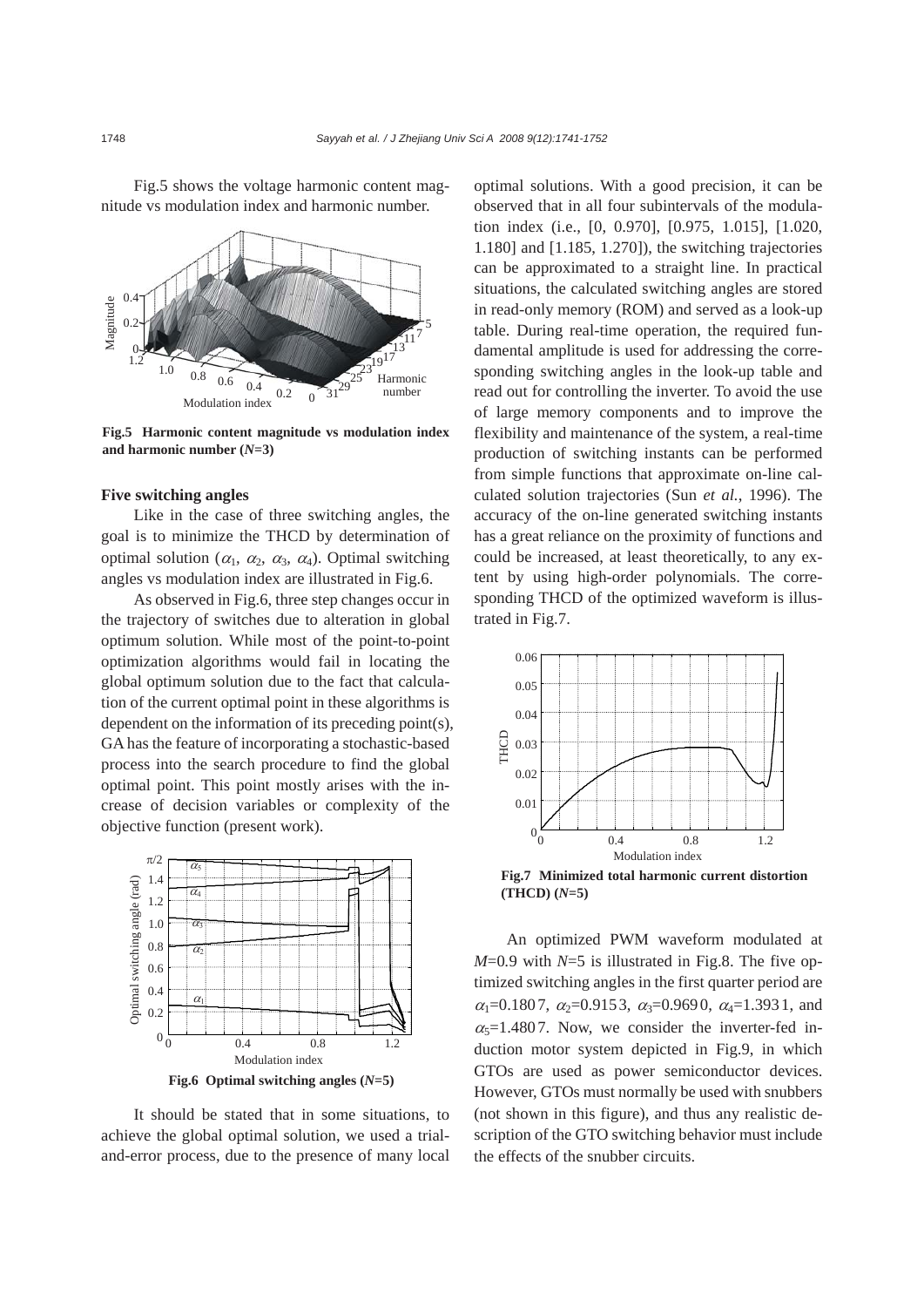Fig.5 shows the voltage harmonic content magnitude vs modulation index and harmonic number.

Magnitude
0.4
0.2
0
1.2
1.0
0.8
0.6
0.4
0.2
0
Modulation index
5
7
11
13
17
19
23
25
29
31
Harmonic number

**Fig.5 Harmonic content magnitude vs modulation index and harmonic number ($N$=3)**

**Five switching angles**

Like in the case of three switching angles, the goal is to minimize the THCD by determination of optimal solution ($\alpha_1$, $\alpha_2$, $\alpha_3$, $\alpha_4$). Optimal switching angles vs modulation index are illustrated in Fig.6.

As observed in Fig.6, three step changes occur in the trajectory of switches due to alteration in global optimum solution. While most of the point-to-point optimization algorithms would fail in locating the global optimum solution due to the fact that calculation of the current optimal point in these algorithms is dependent on the information of its preceding point(s), GA has the feature of incorporating a stochastic-based process into the search procedure to find the global optimal point. This point mostly arises with the increase of decision variables or complexity of the objective function (present work).

Optimal switching angle (rad)
π/2
1.4
1.2
1.0
0.8
0.6
0.4
0.2
0
$\alpha_5$
$\alpha_4$
$\alpha_3$
$\alpha_2$
$\alpha_1$
0
0.4
0.8
1.2
Modulation index

**Fig.6 Optimal switching angles ($N$=5)**

It should be stated that in some situations, to achieve the global optimal solution, we used a trial-and-error process, due to the presence of many local optimal solutions. With a good precision, it can be observed that in all four subintervals of the modulation index (i.e., [0, 0.970], [0.975, 1.015], [1.020, 1.180] and [1.185, 1.270]), the switching trajectories can be approximated to a straight line. In practical situations, the calculated switching angles are stored in read-only memory (ROM) and served as a look-up table. During real-time operation, the required fundamental amplitude is used for addressing the corresponding switching angles in the look-up table and read out for controlling the inverter. To avoid the use of large memory components and to improve the flexibility and maintenance of the system, a real-time production of switching instants can be performed from simple functions that approximate on-line calculated solution trajectories (Sun *et al.*, 1996). The accuracy of the on-line generated switching instants has a great reliance on the proximity of functions and could be increased, at least theoretically, to any extent by using high-order polynomials. The corresponding THCD of the optimized waveform is illustrated in Fig.7.

THCD
0.06
0.05
0.04
0.03
0.02
0.01
0
0
0.4
0.8
1.2
Modulation index

**Fig.7 Minimized total harmonic current distortion (THCD) ($N$=5)**

An optimized PWM waveform modulated at $M$=0.9 with $N$=5 is illustrated in Fig.8. The five optimized switching angles in the first quarter period are $\alpha_1$=0.1807, $\alpha_2$=0.9153, $\alpha_3$=0.9690, $\alpha_4$=1.3931, and $\alpha_5$=1.4807. Now, we consider the inverter-fed induction motor system depicted in Fig.9, in which GTOs are used as power semiconductor devices. However, GTOs must normally be used with snubbers (not shown in this figure), and thus any realistic description of the GTO switching behavior must include the effects of the snubber circuits.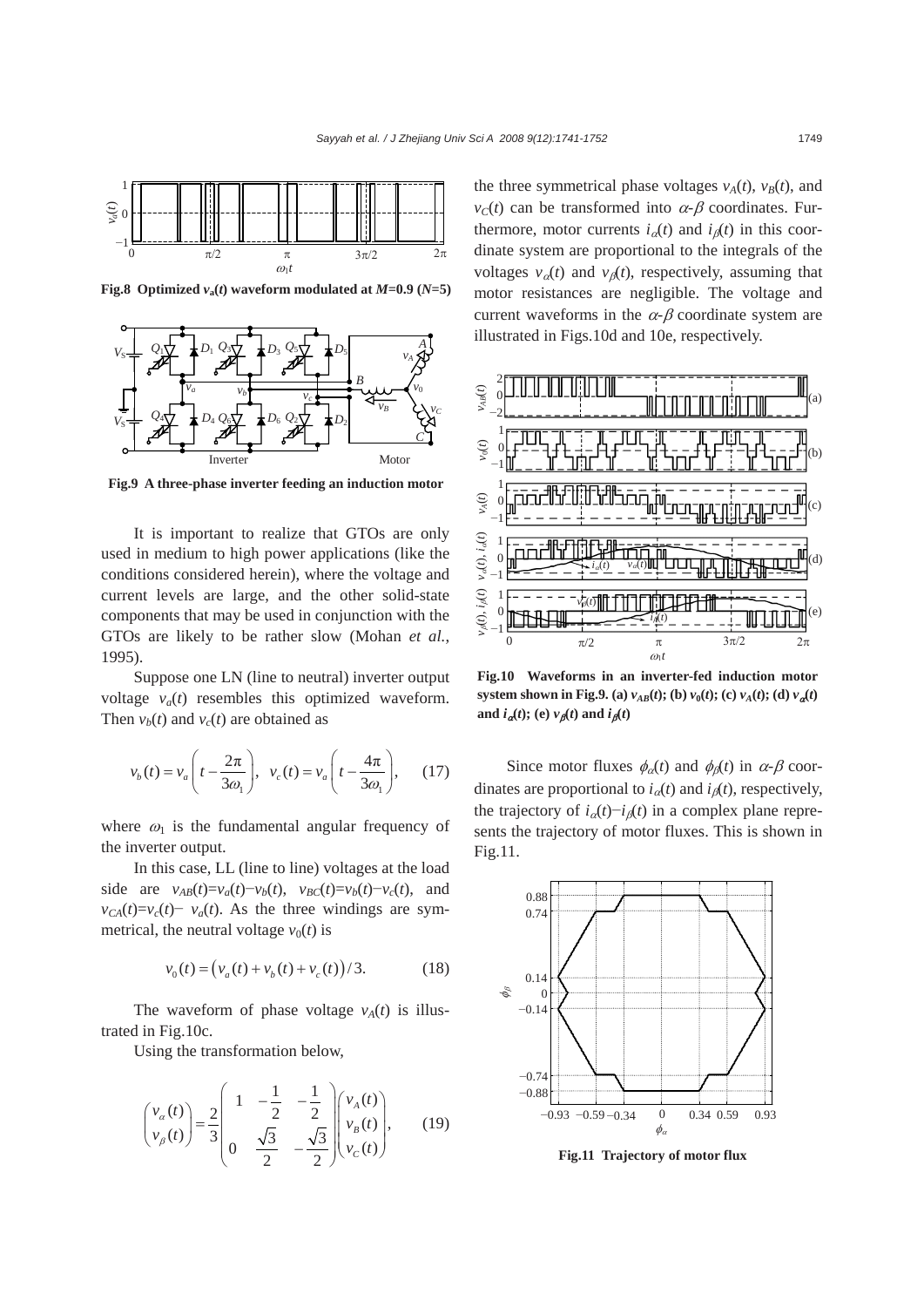1
0
−1
$v_a(t)$
0 π/2 π 3π/2 2π
$\omega_1 t$

**Fig.8 Optimized $v_a(t)$ waveform modulated at $M$=0.9 ($N$=5)**

$V_S$ $Q_1$ $D_1$ $Q_3$ $D_3$ $Q_5$ $D_5$ $v_A$ $A$ $B$ $v_0$ $v_a$ $v_b$ $v_c$ $v_B$ $v_C$ $C$ $V_S$ $Q_4$ $D_4$ $Q_6$ $D_6$ $Q_2$ $D_2$
Inverter Motor

**Fig.9 A three-phase inverter feeding an induction motor**

It is important to realize that GTOs are only used in medium to high power applications (like the conditions considered herein), where the voltage and current levels are large, and the other solid-state components that may be used in conjunction with the GTOs are likely to be rather slow (Mohan *et al.*, 1995).

Suppose one LN (line to neutral) inverter output voltage $v_a(t)$ resembles this optimized waveform. Then $v_b(t)$ and $v_c(t)$ are obtained as

$$v_b(t) = v_a\left(t - \frac{2\pi}{3\omega_1}\right), \quad v_c(t) = v_a\left(t - \frac{4\pi}{3\omega_1}\right), \qquad (17)$$

where $\omega_1$ is the fundamental angular frequency of the inverter output.

In this case, LL (line to line) voltages at the load side are $v_{AB}(t)=v_a(t)-v_b(t)$, $v_{BC}(t)=v_b(t)-v_c(t)$, and $v_{CA}(t)=v_c(t)-v_a(t)$. As the three windings are symmetrical, the neutral voltage $v_0(t)$ is

$$v_0(t) = \left(v_a(t) + v_b(t) + v_c(t)\right)/3. \qquad (18)$$

The waveform of phase voltage $v_A(t)$ is illustrated in Fig.10c.

Using the transformation below,

$$\begin{pmatrix} v_\alpha(t) \\ v_\beta(t) \end{pmatrix} = \frac{2}{3}\begin{pmatrix} 1 & -\frac{1}{2} & -\frac{1}{2} \\ 0 & \frac{\sqrt{3}}{2} & -\frac{\sqrt{3}}{2} \end{pmatrix}\begin{pmatrix} v_A(t) \\ v_B(t) \\ v_C(t) \end{pmatrix}, \qquad (19)$$

the three symmetrical phase voltages $v_A(t)$, $v_B(t)$, and $v_C(t)$ can be transformed into $\alpha$-$\beta$ coordinates. Furthermore, motor currents $i_\alpha(t)$ and $i_\beta(t)$ in this coordinate system are proportional to the integrals of the voltages $v_\alpha(t)$ and $v_\beta(t)$, respectively, assuming that motor resistances are negligible. The voltage and current waveforms in the $\alpha$-$\beta$ coordinate system are illustrated in Figs.10d and 10e, respectively.

2 0 −2 $v_{AB}(t)$ (a)
1 0 −1 $v_0(t)$ (b)
1 0 −1 $v_A(t)$ (c)
1 0 −1 $v_\alpha(t)$, $i_\alpha(t)$ $i_\alpha(t)$ $v_\alpha(t)$ (d)
1 0 −1 $v_\beta(t)$, $i_\beta(t)$ $v_\beta(t)$ $i_\beta(t)$ (e)
0 π/2 π 3π/2 2π
$\omega_1 t$

**Fig.10 Waveforms in an inverter-fed induction motor system shown in Fig.9. (a) $v_{AB}(t)$; (b) $v_0(t)$; (c) $v_A(t)$; (d) $v_\alpha(t)$ and $i_\alpha(t)$; (e) $v_\beta(t)$ and $i_\beta(t)$**

Since motor fluxes $\phi_\alpha(t)$ and $\phi_\beta(t)$ in $\alpha$-$\beta$ coordinates are proportional to $i_\alpha(t)$ and $i_\beta(t)$, respectively, the trajectory of $i_\alpha(t)-i_\beta(t)$ in a complex plane represents the trajectory of motor fluxes. This is shown in Fig.11.

0.88
0.74
0.14
0
−0.14
−0.74
−0.88
$\phi_\beta$
−0.93 −0.59 −0.34 0 0.34 0.59 0.93
$\phi_\alpha$

**Fig.11 Trajectory of motor flux**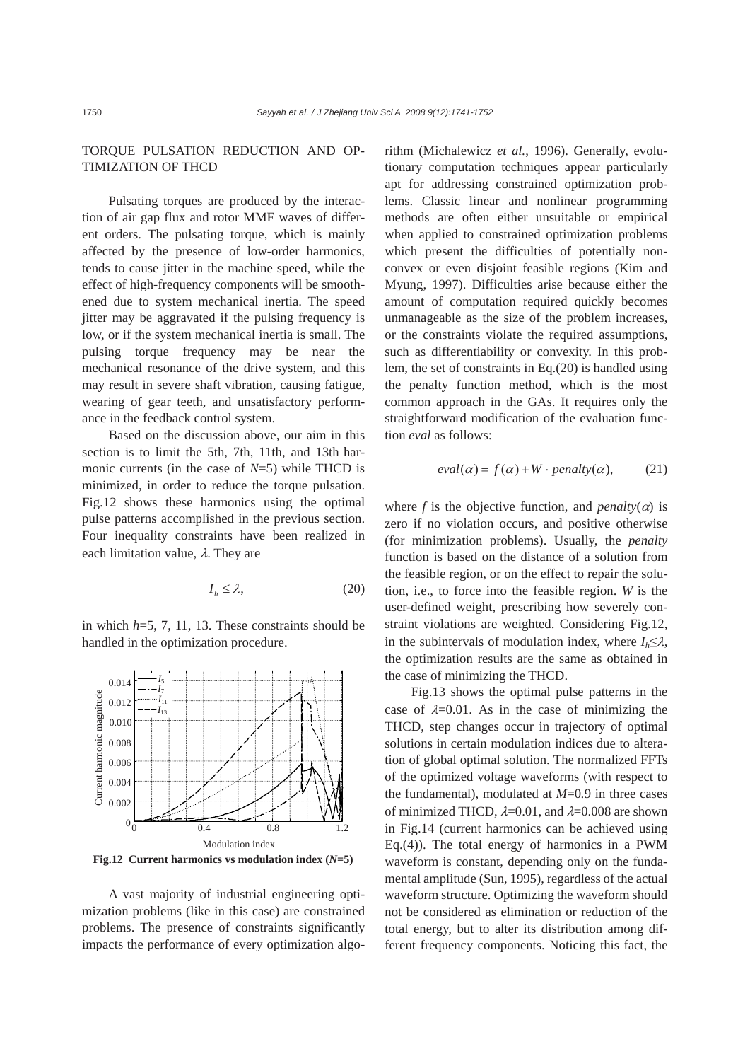## TORQUE PULSATION REDUCTION AND OPTIMIZATION OF THCD

Pulsating torques are produced by the interaction of air gap flux and rotor MMF waves of different orders. The pulsating torque, which is mainly affected by the presence of low-order harmonics, tends to cause jitter in the machine speed, while the effect of high-frequency components will be smoothened due to system mechanical inertia. The speed jitter may be aggravated if the pulsing frequency is low, or if the system mechanical inertia is small. The pulsing torque frequency may be near the mechanical resonance of the drive system, and this may result in severe shaft vibration, causing fatigue, wearing of gear teeth, and unsatisfactory performance in the feedback control system.

Based on the discussion above, our aim in this section is to limit the 5th, 7th, 11th, and 13th harmonic currents (in the case of $N$=5) while THCD is minimized, in order to reduce the torque pulsation. Fig.12 shows these harmonics using the optimal pulse patterns accomplished in the previous section. Four inequality constraints have been realized in each limitation value, $\lambda$. They are

$$I_h \le \lambda, \tag{20}$$

in which $h$=5, 7, 11, 13. These constraints should be handled in the optimization procedure.

$I_5$
$I_7$
$I_{11}$
$I_{13}$
Current harmonic magnitude
0.014
0.012
0.010
0.008
0.006
0.004
0.002
0
0
0.4
0.8
1.2
Modulation index

**Fig.12 Current harmonics vs modulation index ($N$=5)**

A vast majority of industrial engineering optimization problems (like in this case) are constrained problems. The presence of constraints significantly impacts the performance of every optimization algorithm (Michalewicz *et al.*, 1996). Generally, evolutionary computation techniques appear particularly apt for addressing constrained optimization problems. Classic linear and nonlinear programming methods are often either unsuitable or empirical when applied to constrained optimization problems which present the difficulties of potentially nonconvex or even disjoint feasible regions (Kim and Myung, 1997). Difficulties arise because either the amount of computation required quickly becomes unmanageable as the size of the problem increases, or the constraints violate the required assumptions, such as differentiability or convexity. In this problem, the set of constraints in Eq.(20) is handled using the penalty function method, which is the most common approach in the GAs. It requires only the straightforward modification of the evaluation function *eval* as follows:

$$eval(\alpha) = f(\alpha) + W \cdot penalty(\alpha), \tag{21}$$

where $f$ is the objective function, and $penalty(\alpha)$ is zero if no violation occurs, and positive otherwise (for minimization problems). Usually, the *penalty* function is based on the distance of a solution from the feasible region, or on the effect to repair the solution, i.e., to force into the feasible region. $W$ is the user-defined weight, prescribing how severely constraint violations are weighted. Considering Fig.12, in the subintervals of modulation index, where $I_h \le \lambda$, the optimization results are the same as obtained in the case of minimizing the THCD.

Fig.13 shows the optimal pulse patterns in the case of $\lambda$=0.01. As in the case of minimizing the THCD, step changes occur in trajectory of optimal solutions in certain modulation indices due to alteration of global optimal solution. The normalized FFTs of the optimized voltage waveforms (with respect to the fundamental), modulated at $M$=0.9 in three cases of minimized THCD, $\lambda$=0.01, and $\lambda$=0.008 are shown in Fig.14 (current harmonics can be achieved using Eq.(4)). The total energy of harmonics in a PWM waveform is constant, depending only on the fundamental amplitude (Sun, 1995), regardless of the actual waveform structure. Optimizing the waveform should not be considered as elimination or reduction of the total energy, but to alter its distribution among different frequency components. Noticing this fact, the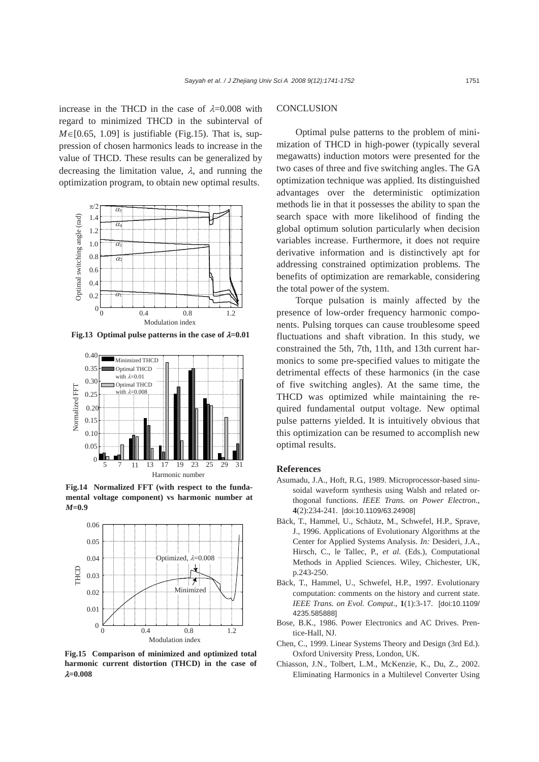increase in the THCD in the case of $\lambda$=0.008 with regard to minimized THCD in the subinterval of $M\in$[0.65, 1.09] is justifiable (Fig.15). That is, suppression of chosen harmonics leads to increase in the value of THCD. These results can be generalized by decreasing the limitation value, $\lambda$, and running the optimization program, to obtain new optimal results.

π/2
1.4
1.2
1.0
0.8
0.6
0.4
0.2
0
Optimal switching angle (rad)
$\alpha_5$
$\alpha_4$
$\alpha_3$
$\alpha_2$
$\alpha_1$
0 0.4 0.8 1.2
Modulation index

**Fig.13 Optimal pulse patterns in the case of $\lambda$=0.01**

0.40
0.35
0.30
0.25
0.20
0.15
0.10
0.05
0
Normalized FFT
Minimized THCD
Optimal THCD with $\lambda$=0.01
Optimal THCD with $\lambda$=0.008
5 7 11 13 17 19 23 25 29 31
Harmonic number

**Fig.14 Normalized FFT (with respect to the fundamental voltage component) vs harmonic number at $M$=0.9**

0.06
0.05
0.04
0.03
0.02
0.01
0
THCD
Optimized, $\lambda$=0.008
Minimized
0 0.4 0.8 1.2
Modulation index

**Fig.15 Comparison of minimized and optimized total harmonic current distortion (THCD) in the case of $\lambda$=0.008**

## CONCLUSION

Optimal pulse patterns to the problem of minimization of THCD in high-power (typically several megawatts) induction motors were presented for the two cases of three and five switching angles. The GA optimization technique was applied. Its distinguished advantages over the deterministic optimization methods lie in that it possesses the ability to span the search space with more likelihood of finding the global optimum solution particularly when decision variables increase. Furthermore, it does not require derivative information and is distinctively apt for addressing constrained optimization problems. The benefits of optimization are remarkable, considering the total power of the system.

Torque pulsation is mainly affected by the presence of low-order frequency harmonic components. Pulsing torques can cause troublesome speed fluctuations and shaft vibration. In this study, we constrained the 5th, 7th, 11th, and 13th current harmonics to some pre-specified values to mitigate the detrimental effects of these harmonics (in the case of five switching angles). At the same time, the THCD was optimized while maintaining the required fundamental output voltage. New optimal pulse patterns yielded. It is intuitively obvious that this optimization can be resumed to accomplish new optimal results.

### References

Asumadu, J.A., Hoft, R.G., 1989. Microprocessor-based sinusoidal waveform synthesis using Walsh and related orthogonal functions. *IEEE Trans. on Power Electron.*, **4**(2):234-241. [doi:10.1109/63.24908]

Bäck, T., Hammel, U., Schäutz, M., Schwefel, H.P., Sprave, J., 1996. Applications of Evolutionary Algorithms at the Center for Applied Systems Analysis. *In:* Desideri, J.A., Hirsch, C., le Tallec, P., *et al.* (Eds.), Computational Methods in Applied Sciences. Wiley, Chichester, UK, p.243-250.

Bäck, T., Hammel, U., Schwefel, H.P., 1997. Evolutionary computation: comments on the history and current state. *IEEE Trans. on Evol. Comput.*, **1**(1):3-17. [doi:10.1109/4235.585888]

Bose, B.K., 1986. Power Electronics and AC Drives. Prentice-Hall, NJ.

Chen, C., 1999. Linear Systems Theory and Design (3rd Ed.). Oxford University Press, London, UK.

Chiasson, J.N., Tolbert, L.M., McKenzie, K., Du, Z., 2002. Eliminating Harmonics in a Multilevel Converter Using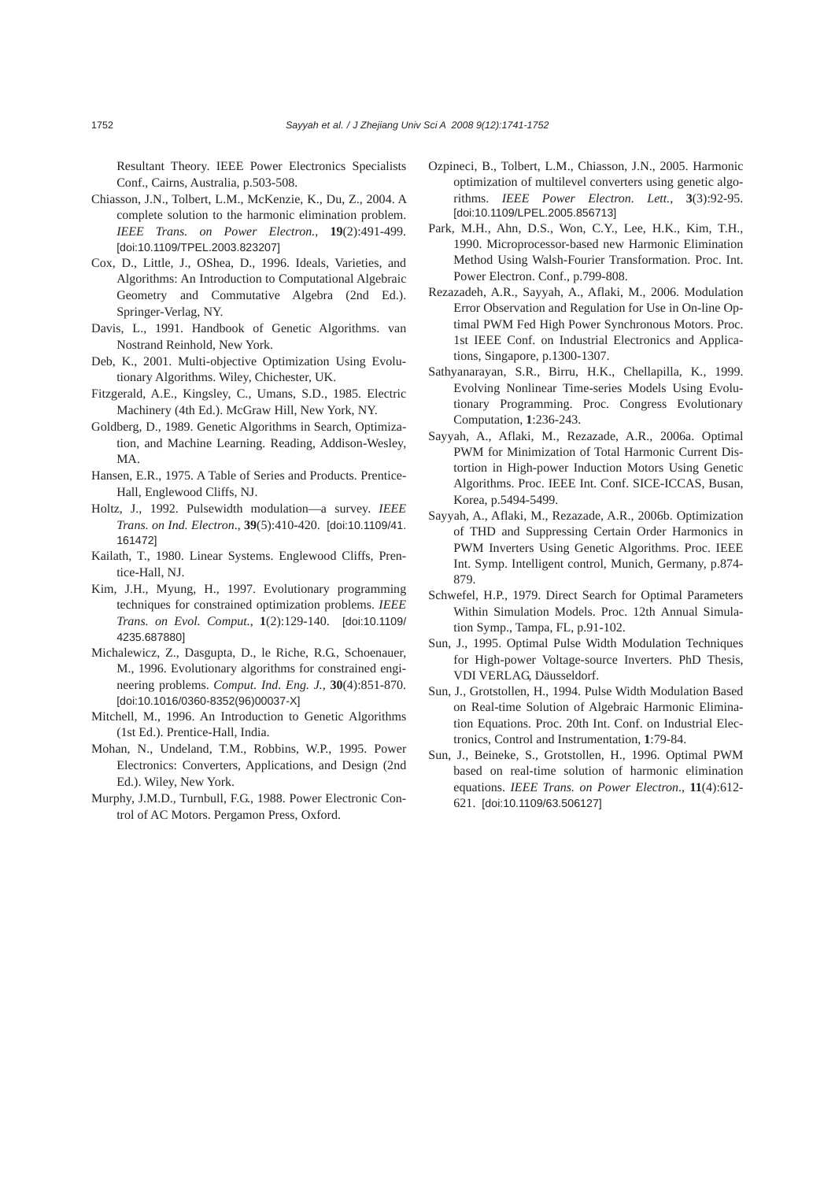Resultant Theory. IEEE Power Electronics Specialists Conf., Cairns, Australia, p.503-508.

Chiasson, J.N., Tolbert, L.M., McKenzie, K., Du, Z., 2004. A complete solution to the harmonic elimination problem. *IEEE Trans. on Power Electron.*, **19**(2):491-499. [doi:10.1109/TPEL.2003.823207]

Cox, D., Little, J., OShea, D., 1996. Ideals, Varieties, and Algorithms: An Introduction to Computational Algebraic Geometry and Commutative Algebra (2nd Ed.). Springer-Verlag, NY.

Davis, L., 1991. Handbook of Genetic Algorithms. van Nostrand Reinhold, New York.

Deb, K., 2001. Multi-objective Optimization Using Evolutionary Algorithms. Wiley, Chichester, UK.

Fitzgerald, A.E., Kingsley, C., Umans, S.D., 1985. Electric Machinery (4th Ed.). McGraw Hill, New York, NY.

Goldberg, D., 1989. Genetic Algorithms in Search, Optimization, and Machine Learning. Reading, Addison-Wesley, MA.

Hansen, E.R., 1975. A Table of Series and Products. Prentice-Hall, Englewood Cliffs, NJ.

Holtz, J., 1992. Pulsewidth modulation—a survey. *IEEE Trans. on Ind. Electron.*, **39**(5):410-420. [doi:10.1109/41.161472]

Kailath, T., 1980. Linear Systems. Englewood Cliffs, Prentice-Hall, NJ.

Kim, J.H., Myung, H., 1997. Evolutionary programming techniques for constrained optimization problems. *IEEE Trans. on Evol. Comput.*, **1**(2):129-140. [doi:10.1109/4235.687880]

Michalewicz, Z., Dasgupta, D., le Riche, R.G., Schoenauer, M., 1996. Evolutionary algorithms for constrained engineering problems. *Comput. Ind. Eng. J.*, **30**(4):851-870. [doi:10.1016/0360-8352(96)00037-X]

Mitchell, M., 1996. An Introduction to Genetic Algorithms (1st Ed.). Prentice-Hall, India.

Mohan, N., Undeland, T.M., Robbins, W.P., 1995. Power Electronics: Converters, Applications, and Design (2nd Ed.). Wiley, New York.

Murphy, J.M.D., Turnbull, F.G., 1988. Power Electronic Control of AC Motors. Pergamon Press, Oxford.

Ozpineci, B., Tolbert, L.M., Chiasson, J.N., 2005. Harmonic optimization of multilevel converters using genetic algorithms. *IEEE Power Electron. Lett.*, **3**(3):92-95. [doi:10.1109/LPEL.2005.856713]

Park, M.H., Ahn, D.S., Won, C.Y., Lee, H.K., Kim, T.H., 1990. Microprocessor-based new Harmonic Elimination Method Using Walsh-Fourier Transformation. Proc. Int. Power Electron. Conf., p.799-808.

Rezazadeh, A.R., Sayyah, A., Aflaki, M., 2006. Modulation Error Observation and Regulation for Use in On-line Optimal PWM Fed High Power Synchronous Motors. Proc. 1st IEEE Conf. on Industrial Electronics and Applications, Singapore, p.1300-1307.

Sathyanarayan, S.R., Birru, H.K., Chellapilla, K., 1999. Evolving Nonlinear Time-series Models Using Evolutionary Programming. Proc. Congress Evolutionary Computation, **1**:236-243.

Sayyah, A., Aflaki, M., Rezazade, A.R., 2006a. Optimal PWM for Minimization of Total Harmonic Current Distortion in High-power Induction Motors Using Genetic Algorithms. Proc. IEEE Int. Conf. SICE-ICCAS, Busan, Korea, p.5494-5499.

Sayyah, A., Aflaki, M., Rezazade, A.R., 2006b. Optimization of THD and Suppressing Certain Order Harmonics in PWM Inverters Using Genetic Algorithms. Proc. IEEE Int. Symp. Intelligent control, Munich, Germany, p.874-879.

Schwefel, H.P., 1979. Direct Search for Optimal Parameters Within Simulation Models. Proc. 12th Annual Simulation Symp., Tampa, FL, p.91-102.

Sun, J., 1995. Optimal Pulse Width Modulation Techniques for High-power Voltage-source Inverters. PhD Thesis, VDI VERLAG, Däusseldorf.

Sun, J., Grotstollen, H., 1994. Pulse Width Modulation Based on Real-time Solution of Algebraic Harmonic Elimination Equations. Proc. 20th Int. Conf. on Industrial Electronics, Control and Instrumentation, **1**:79-84.

Sun, J., Beineke, S., Grotstollen, H., 1996. Optimal PWM based on real-time solution of harmonic elimination equations. *IEEE Trans. on Power Electron.*, **11**(4):612-621. [doi:10.1109/63.506127]